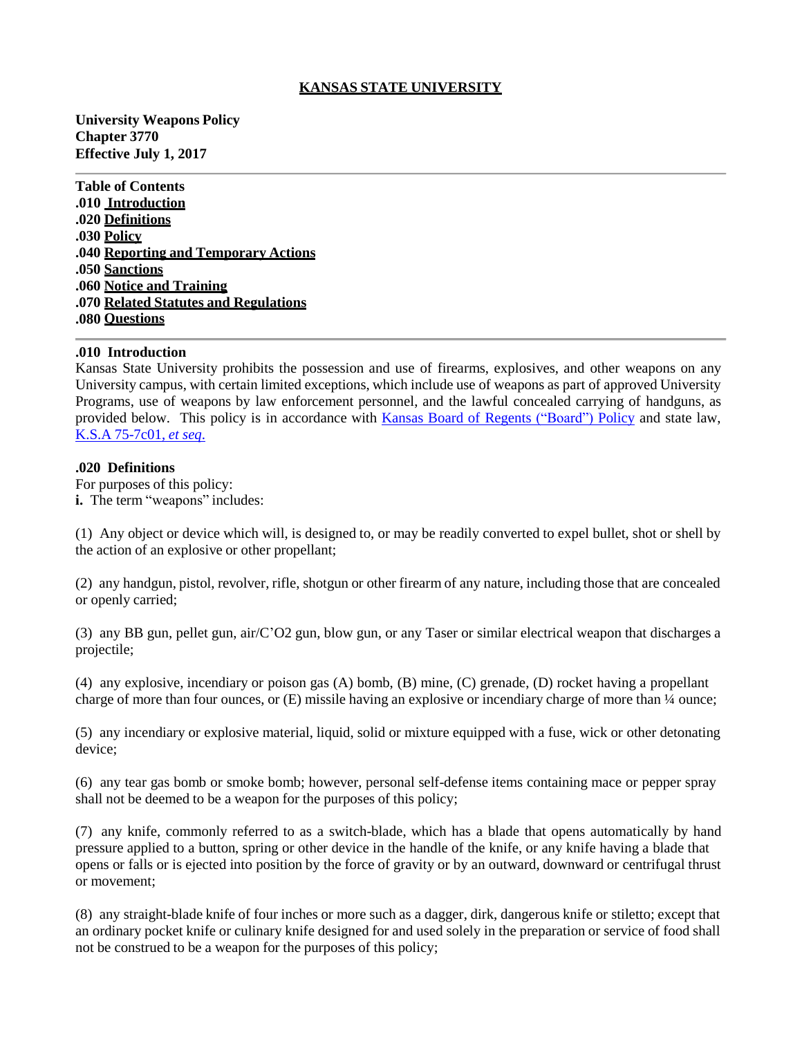# KANSAS STATE UNIVERSITY

**University Weapons Policy**
**Chapter 3770**
**Effective July 1, 2017**

---

**Table of Contents**
**.010 Introduction**
**.020 Definitions**
**.030 Policy**
**.040 Reporting and Temporary Actions**
**.050 Sanctions**
**.060 Notice and Training**
**.070 Related Statutes and Regulations**
**.080 Questions**

---

## .010 Introduction

Kansas State University prohibits the possession and use of firearms, explosives, and other weapons on any University campus, with certain limited exceptions, which include use of weapons as part of approved University Programs, use of weapons by law enforcement personnel, and the lawful concealed carrying of handguns, as provided below. This policy is in accordance with Kansas Board of Regents ("Board") Policy and state law, K.S.A 75-7c01, *et seq*.

## .020 Definitions

For purposes of this policy:

**i.** The term "weapons" includes:

(1) Any object or device which will, is designed to, or may be readily converted to expel bullet, shot or shell by the action of an explosive or other propellant;

(2) any handgun, pistol, revolver, rifle, shotgun or other firearm of any nature, including those that are concealed or openly carried;

(3) any BB gun, pellet gun, air/C'O2 gun, blow gun, or any Taser or similar electrical weapon that discharges a projectile;

(4) any explosive, incendiary or poison gas (A) bomb, (B) mine, (C) grenade, (D) rocket having a propellant charge of more than four ounces, or (E) missile having an explosive or incendiary charge of more than ¼ ounce;

(5) any incendiary or explosive material, liquid, solid or mixture equipped with a fuse, wick or other detonating device;

(6) any tear gas bomb or smoke bomb; however, personal self-defense items containing mace or pepper spray shall not be deemed to be a weapon for the purposes of this policy;

(7) any knife, commonly referred to as a switch-blade, which has a blade that opens automatically by hand pressure applied to a button, spring or other device in the handle of the knife, or any knife having a blade that opens or falls or is ejected into position by the force of gravity or by an outward, downward or centrifugal thrust or movement;

(8) any straight-blade knife of four inches or more such as a dagger, dirk, dangerous knife or stiletto; except that an ordinary pocket knife or culinary knife designed for and used solely in the preparation or service of food shall not be construed to be a weapon for the purposes of this policy;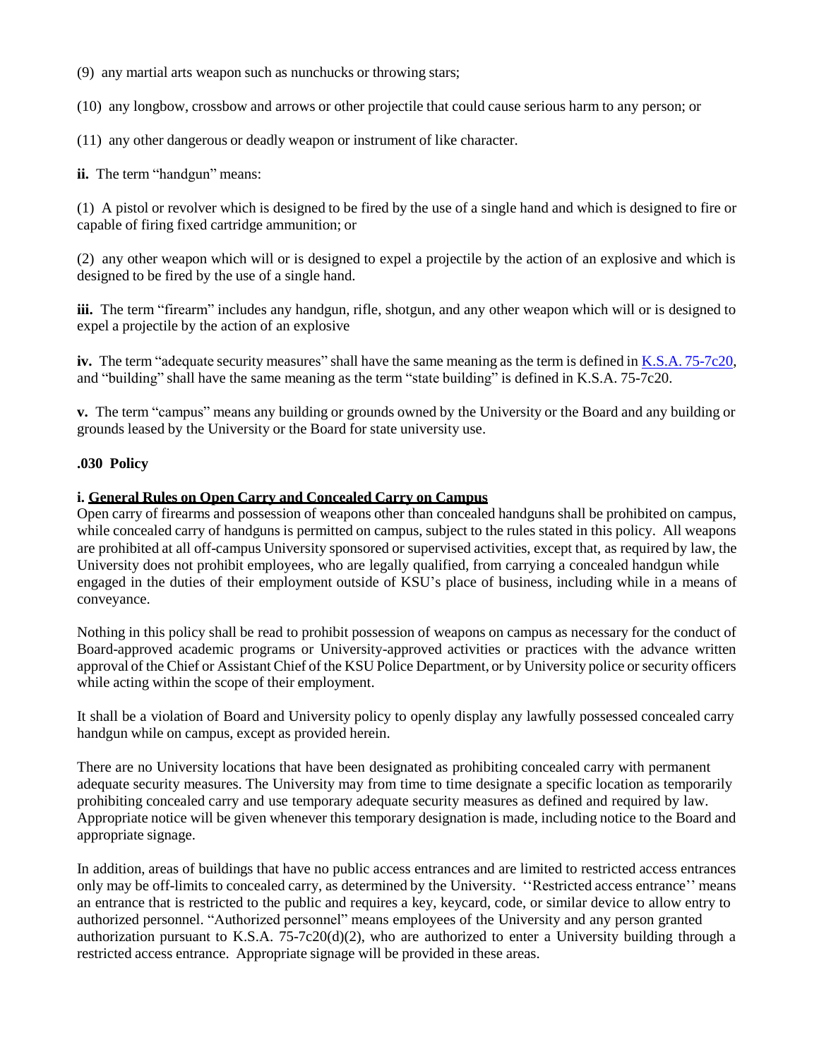(9) any martial arts weapon such as nunchucks or throwing stars;

(10) any longbow, crossbow and arrows or other projectile that could cause serious harm to any person; or

(11) any other dangerous or deadly weapon or instrument of like character.

**ii.** The term "handgun" means:

(1) A pistol or revolver which is designed to be fired by the use of a single hand and which is designed to fire or capable of firing fixed cartridge ammunition; or

(2) any other weapon which will or is designed to expel a projectile by the action of an explosive and which is designed to be fired by the use of a single hand.

**iii.** The term "firearm" includes any handgun, rifle, shotgun, and any other weapon which will or is designed to expel a projectile by the action of an explosive

**iv.** The term "adequate security measures" shall have the same meaning as the term is defined in K.S.A. 75-7c20, and "building" shall have the same meaning as the term "state building" is defined in K.S.A. 75-7c20.

**v.** The term "campus" means any building or grounds owned by the University or the Board and any building or grounds leased by the University or the Board for state university use.

### .030 Policy

**i. General Rules on Open Carry and Concealed Carry on Campus**

Open carry of firearms and possession of weapons other than concealed handguns shall be prohibited on campus, while concealed carry of handguns is permitted on campus, subject to the rules stated in this policy. All weapons are prohibited at all off-campus University sponsored or supervised activities, except that, as required by law, the University does not prohibit employees, who are legally qualified, from carrying a concealed handgun while engaged in the duties of their employment outside of KSU's place of business, including while in a means of conveyance.

Nothing in this policy shall be read to prohibit possession of weapons on campus as necessary for the conduct of Board-approved academic programs or University-approved activities or practices with the advance written approval of the Chief or Assistant Chief of the KSU Police Department, or by University police or security officers while acting within the scope of their employment.

It shall be a violation of Board and University policy to openly display any lawfully possessed concealed carry handgun while on campus, except as provided herein.

There are no University locations that have been designated as prohibiting concealed carry with permanent adequate security measures. The University may from time to time designate a specific location as temporarily prohibiting concealed carry and use temporary adequate security measures as defined and required by law. Appropriate notice will be given whenever this temporary designation is made, including notice to the Board and appropriate signage.

In addition, areas of buildings that have no public access entrances and are limited to restricted access entrances only may be off-limits to concealed carry, as determined by the University. ''Restricted access entrance'' means an entrance that is restricted to the public and requires a key, keycard, code, or similar device to allow entry to authorized personnel. "Authorized personnel" means employees of the University and any person granted authorization pursuant to K.S.A. 75-7c20(d)(2), who are authorized to enter a University building through a restricted access entrance. Appropriate signage will be provided in these areas.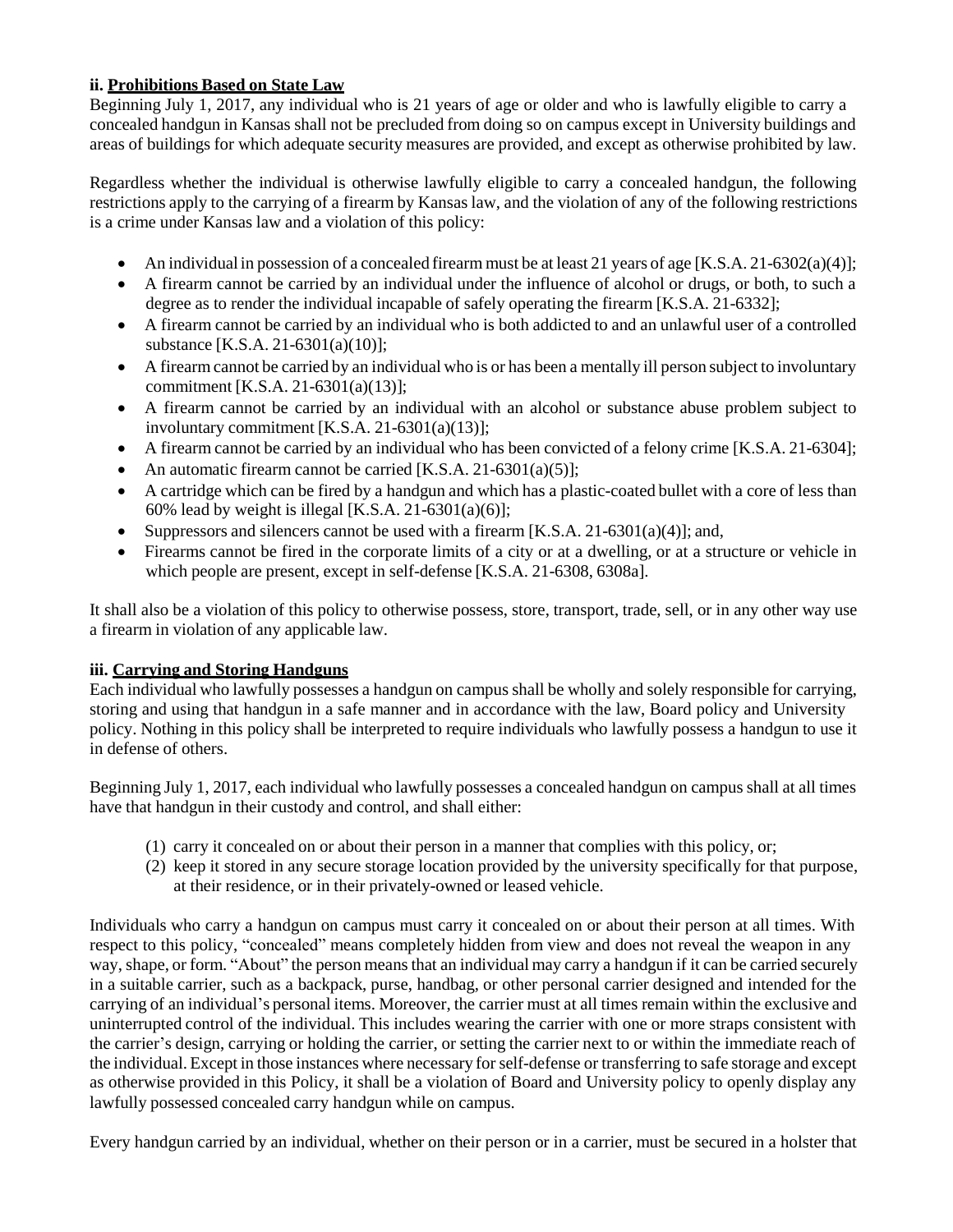### ii. **Prohibitions Based on State Law**

Beginning July 1, 2017, any individual who is 21 years of age or older and who is lawfully eligible to carry a concealed handgun in Kansas shall not be precluded from doing so on campus except in University buildings and areas of buildings for which adequate security measures are provided, and except as otherwise prohibited by law.

Regardless whether the individual is otherwise lawfully eligible to carry a concealed handgun, the following restrictions apply to the carrying of a firearm by Kansas law, and the violation of any of the following restrictions is a crime under Kansas law and a violation of this policy:

- An individual in possession of a concealed firearm must be at least 21 years of age [K.S.A. 21-6302(a)(4)];
- A firearm cannot be carried by an individual under the influence of alcohol or drugs, or both, to such a degree as to render the individual incapable of safely operating the firearm [K.S.A. 21-6332];
- A firearm cannot be carried by an individual who is both addicted to and an unlawful user of a controlled substance [K.S.A. 21-6301(a)(10)];
- A firearm cannot be carried by an individual who is or has been a mentally ill person subject to involuntary commitment [K.S.A. 21-6301(a)(13)];
- A firearm cannot be carried by an individual with an alcohol or substance abuse problem subject to involuntary commitment [K.S.A. 21-6301(a)(13)];
- A firearm cannot be carried by an individual who has been convicted of a felony crime [K.S.A. 21-6304];
- An automatic firearm cannot be carried [K.S.A. 21-6301(a)(5)];
- A cartridge which can be fired by a handgun and which has a plastic-coated bullet with a core of less than 60% lead by weight is illegal [K.S.A. 21-6301(a)(6)];
- Suppressors and silencers cannot be used with a firearm [K.S.A. 21-6301(a)(4)]; and,
- Firearms cannot be fired in the corporate limits of a city or at a dwelling, or at a structure or vehicle in which people are present, except in self-defense [K.S.A. 21-6308, 6308a].

It shall also be a violation of this policy to otherwise possess, store, transport, trade, sell, or in any other way use a firearm in violation of any applicable law.

### iii. **Carrying and Storing Handguns**

Each individual who lawfully possesses a handgun on campus shall be wholly and solely responsible for carrying, storing and using that handgun in a safe manner and in accordance with the law, Board policy and University policy. Nothing in this policy shall be interpreted to require individuals who lawfully possess a handgun to use it in defense of others.

Beginning July 1, 2017, each individual who lawfully possesses a concealed handgun on campus shall at all times have that handgun in their custody and control, and shall either:

(1) carry it concealed on or about their person in a manner that complies with this policy, or;
(2) keep it stored in any secure storage location provided by the university specifically for that purpose, at their residence, or in their privately-owned or leased vehicle.

Individuals who carry a handgun on campus must carry it concealed on or about their person at all times. With respect to this policy, "concealed" means completely hidden from view and does not reveal the weapon in any way, shape, or form. "About" the person means that an individual may carry a handgun if it can be carried securely in a suitable carrier, such as a backpack, purse, handbag, or other personal carrier designed and intended for the carrying of an individual's personal items. Moreover, the carrier must at all times remain within the exclusive and uninterrupted control of the individual. This includes wearing the carrier with one or more straps consistent with the carrier's design, carrying or holding the carrier, or setting the carrier next to or within the immediate reach of the individual. Except in those instances where necessary for self-defense or transferring to safe storage and except as otherwise provided in this Policy, it shall be a violation of Board and University policy to openly display any lawfully possessed concealed carry handgun while on campus.

Every handgun carried by an individual, whether on their person or in a carrier, must be secured in a holster that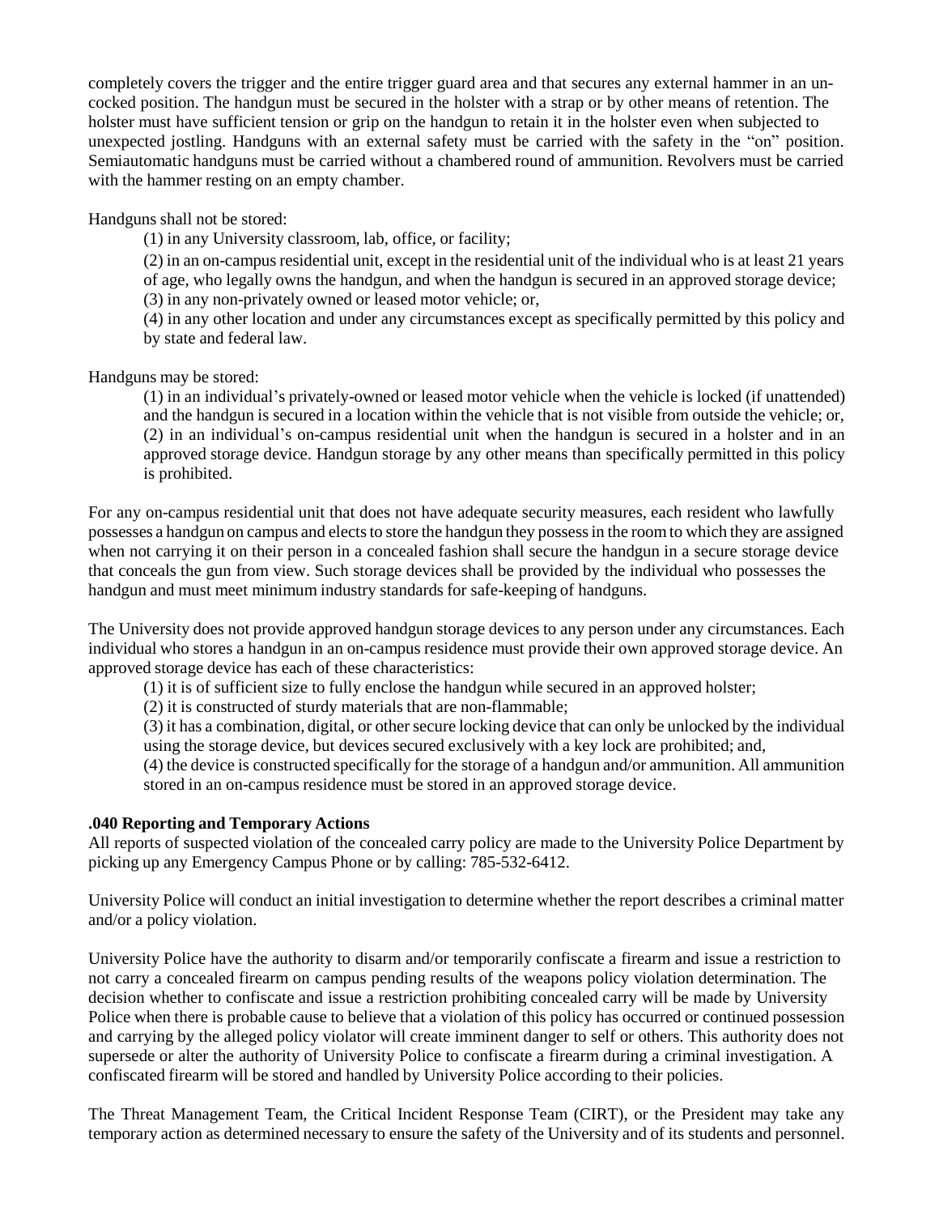completely covers the trigger and the entire trigger guard area and that secures any external hammer in an un-cocked position. The handgun must be secured in the holster with a strap or by other means of retention. The holster must have sufficient tension or grip on the handgun to retain it in the holster even when subjected to unexpected jostling. Handguns with an external safety must be carried with the safety in the "on" position. Semiautomatic handguns must be carried without a chambered round of ammunition. Revolvers must be carried with the hammer resting on an empty chamber.

Handguns shall not be stored:

(1) in any University classroom, lab, office, or facility;

(2) in an on-campus residential unit, except in the residential unit of the individual who is at least 21 years of age, who legally owns the handgun, and when the handgun is secured in an approved storage device;

(3) in any non-privately owned or leased motor vehicle; or,

(4) in any other location and under any circumstances except as specifically permitted by this policy and by state and federal law.

Handguns may be stored:

(1) in an individual's privately-owned or leased motor vehicle when the vehicle is locked (if unattended) and the handgun is secured in a location within the vehicle that is not visible from outside the vehicle; or,
(2) in an individual's on-campus residential unit when the handgun is secured in a holster and in an approved storage device. Handgun storage by any other means than specifically permitted in this policy is prohibited.

For any on-campus residential unit that does not have adequate security measures, each resident who lawfully possesses a handgun on campus and elects to store the handgun they possess in the room to which they are assigned when not carrying it on their person in a concealed fashion shall secure the handgun in a secure storage device that conceals the gun from view. Such storage devices shall be provided by the individual who possesses the handgun and must meet minimum industry standards for safe-keeping of handguns.

The University does not provide approved handgun storage devices to any person under any circumstances. Each individual who stores a handgun in an on-campus residence must provide their own approved storage device. An approved storage device has each of these characteristics:

(1) it is of sufficient size to fully enclose the handgun while secured in an approved holster;

(2) it is constructed of sturdy materials that are non-flammable;

(3) it has a combination, digital, or other secure locking device that can only be unlocked by the individual using the storage device, but devices secured exclusively with a key lock are prohibited; and,

(4) the device is constructed specifically for the storage of a handgun and/or ammunition. All ammunition stored in an on-campus residence must be stored in an approved storage device.

### .040 Reporting and Temporary Actions

All reports of suspected violation of the concealed carry policy are made to the University Police Department by picking up any Emergency Campus Phone or by calling: 785-532-6412.

University Police will conduct an initial investigation to determine whether the report describes a criminal matter and/or a policy violation.

University Police have the authority to disarm and/or temporarily confiscate a firearm and issue a restriction to not carry a concealed firearm on campus pending results of the weapons policy violation determination. The decision whether to confiscate and issue a restriction prohibiting concealed carry will be made by University Police when there is probable cause to believe that a violation of this policy has occurred or continued possession and carrying by the alleged policy violator will create imminent danger to self or others. This authority does not supersede or alter the authority of University Police to confiscate a firearm during a criminal investigation. A confiscated firearm will be stored and handled by University Police according to their policies.

The Threat Management Team, the Critical Incident Response Team (CIRT), or the President may take any temporary action as determined necessary to ensure the safety of the University and of its students and personnel.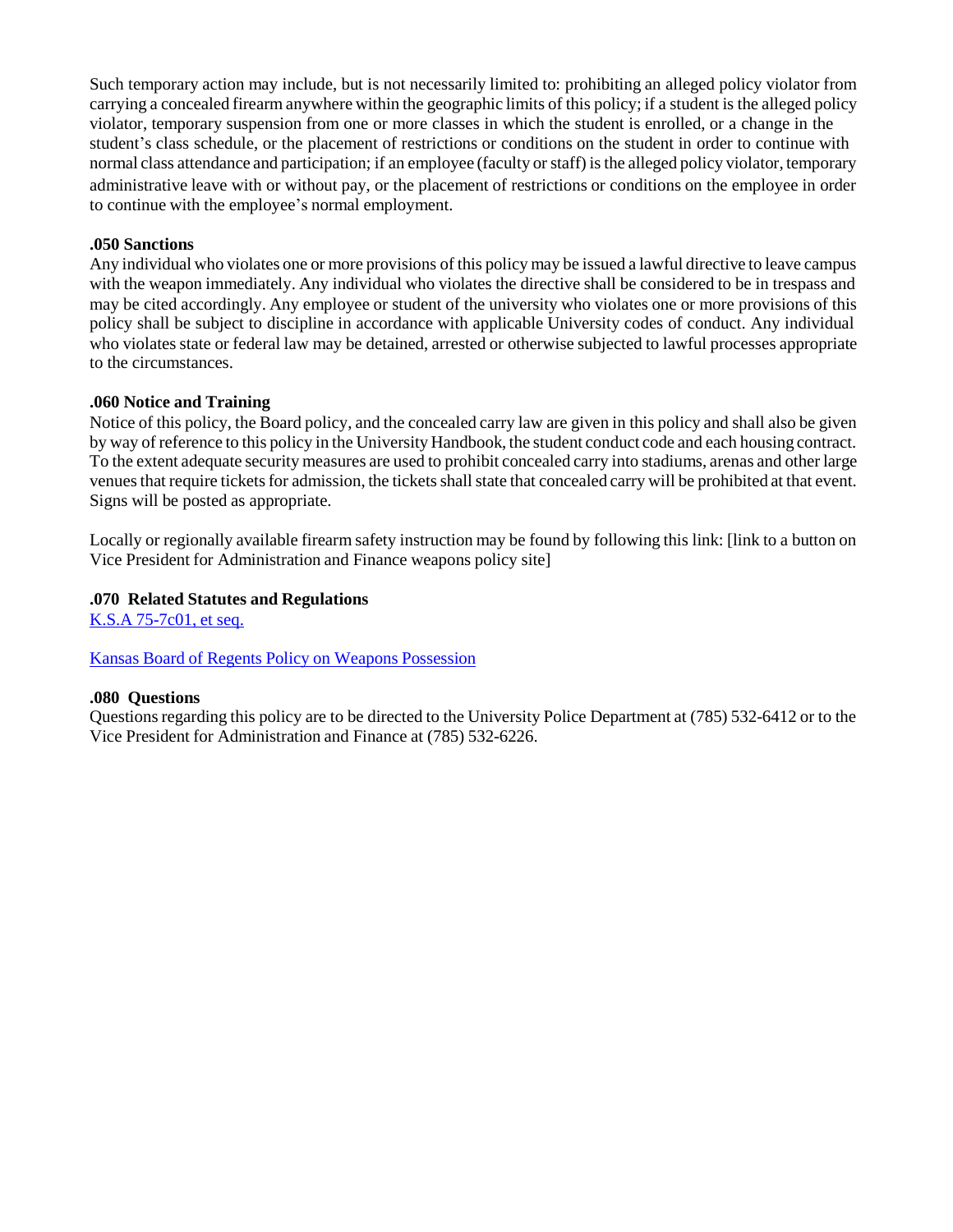Such temporary action may include, but is not necessarily limited to: prohibiting an alleged policy violator from carrying a concealed firearm anywhere within the geographic limits of this policy; if a student is the alleged policy violator, temporary suspension from one or more classes in which the student is enrolled, or a change in the student's class schedule, or the placement of restrictions or conditions on the student in order to continue with normal class attendance and participation; if an employee (faculty or staff) is the alleged policy violator, temporary administrative leave with or without pay, or the placement of restrictions or conditions on the employee in order to continue with the employee's normal employment.

**.050 Sanctions**

Any individual who violates one or more provisions of this policy may be issued a lawful directive to leave campus with the weapon immediately. Any individual who violates the directive shall be considered to be in trespass and may be cited accordingly. Any employee or student of the university who violates one or more provisions of this policy shall be subject to discipline in accordance with applicable University codes of conduct. Any individual who violates state or federal law may be detained, arrested or otherwise subjected to lawful processes appropriate to the circumstances.

**.060 Notice and Training**

Notice of this policy, the Board policy, and the concealed carry law are given in this policy and shall also be given by way of reference to this policy in the University Handbook, the student conduct code and each housing contract. To the extent adequate security measures are used to prohibit concealed carry into stadiums, arenas and other large venues that require tickets for admission, the tickets shall state that concealed carry will be prohibited at that event. Signs will be posted as appropriate.

Locally or regionally available firearm safety instruction may be found by following this link: [link to a button on Vice President for Administration and Finance weapons policy site]

**.070 Related Statutes and Regulations**

K.S.A 75-7c01, et seq.

Kansas Board of Regents Policy on Weapons Possession

**.080 Questions**

Questions regarding this policy are to be directed to the University Police Department at (785) 532-6412 or to the Vice President for Administration and Finance at (785) 532-6226.